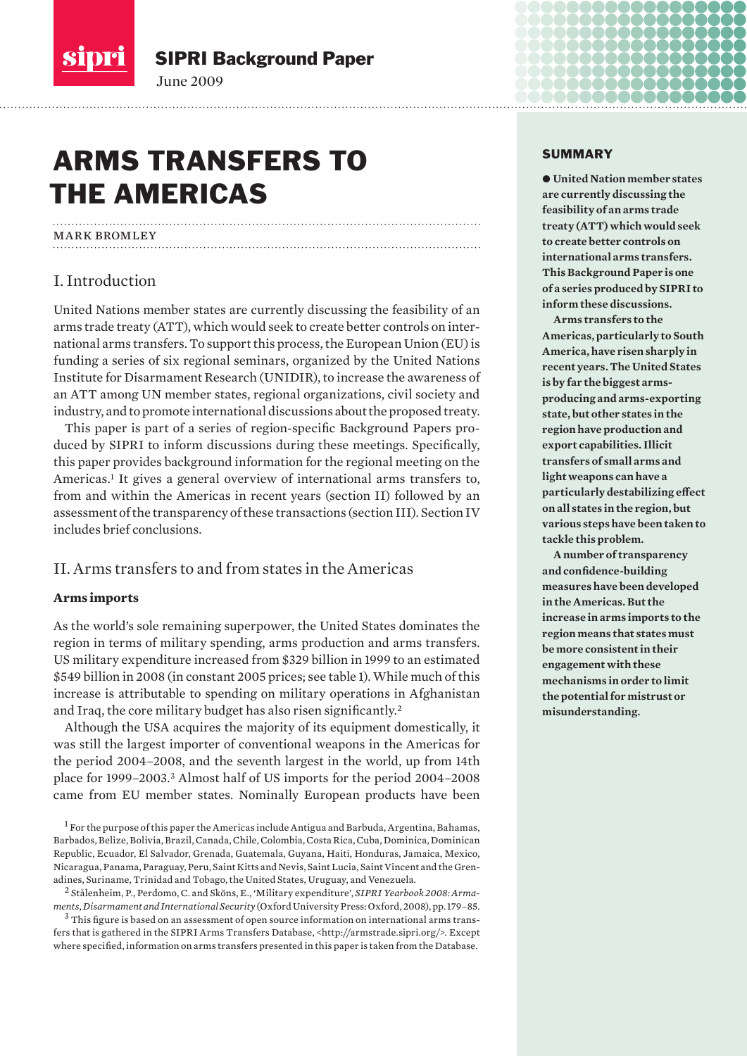SIPRI Background Paper

June 2009

# ARMS TRANSFERS TO THE AMERICAS

MARK BROMLEY

## SUMMARY

● **United Nation member states are currently discussing the feasibility of an arms trade treaty (ATT) which would seek to create better controls on international arms transfers. This Background Paper is one of a series produced by SIPRI to inform these discussions.**

**Arms transfers to the Americas, particularly to South America, have risen sharply in recent years. The United States is by far the biggest arms-producing and arms-exporting state, but other states in the region have production and export capabilities. Illicit transfers of small arms and light weapons can have a particularly destabilizing effect on all states in the region, but various steps have been taken to tackle this problem.**

**A number of transparency and confidence-building measures have been developed in the Americas. But the increase in arms imports to the region means that states must be more consistent in their engagement with these mechanisms in order to limit the potential for mistrust or misunderstanding.**

## I. Introduction

United Nations member states are currently discussing the feasibility of an arms trade treaty (ATT), which would seek to create better controls on international arms transfers. To support this process, the European Union (EU) is funding a series of six regional seminars, organized by the United Nations Institute for Disarmament Research (UNIDIR), to increase the awareness of an ATT among UN member states, regional organizations, civil society and industry, and to promote international discussions about the proposed treaty.

This paper is part of a series of region-specific Background Papers produced by SIPRI to inform discussions during these meetings. Specifically, this paper provides background information for the regional meeting on the Americas.[1] It gives a general overview of international arms transfers to, from and within the Americas in recent years (section II) followed by an assessment of the transparency of these transactions (section III). Section IV includes brief conclusions.

## II. Arms transfers to and from states in the Americas

### Arms imports

As the world's sole remaining superpower, the United States dominates the region in terms of military spending, arms production and arms transfers. US military expenditure increased from $329 billion in 1999 to an estimated $549 billion in 2008 (in constant 2005 prices; see table 1). While much of this increase is attributable to spending on military operations in Afghanistan and Iraq, the core military budget has also risen significantly.[2]

Although the USA acquires the majority of its equipment domestically, it was still the largest importer of conventional weapons in the Americas for the period 2004–2008, and the seventh largest in the world, up from 14th place for 1999–2003.[3] Almost half of US imports for the period 2004–2008 came from EU member states. Nominally European products have been

[1] For the purpose of this paper the Americas include Antigua and Barbuda, Argentina, Bahamas, Barbados, Belize, Bolivia, Brazil, Canada, Chile, Colombia, Costa Rica, Cuba, Dominica, Dominican Republic, Ecuador, El Salvador, Grenada, Guatemala, Guyana, Haiti, Honduras, Jamaica, Mexico, Nicaragua, Panama, Paraguay, Peru, Saint Kitts and Nevis, Saint Lucia, Saint Vincent and the Grenadines, Suriname, Trinidad and Tobago, the United States, Uruguay, and Venezuela.

[2] Stålenheim, P., Perdomo, C. and Sköns, E., 'Military expenditure', *SIPRI Yearbook 2008: Armaments, Disarmament and International Security* (Oxford University Press: Oxford, 2008), pp. 179–85.

[3] This figure is based on an assessment of open source information on international arms transfers that is gathered in the SIPRI Arms Transfers Database, <http://armstrade.sipri.org/>. Except where specified, information on arms transfers presented in this paper is taken from the Database.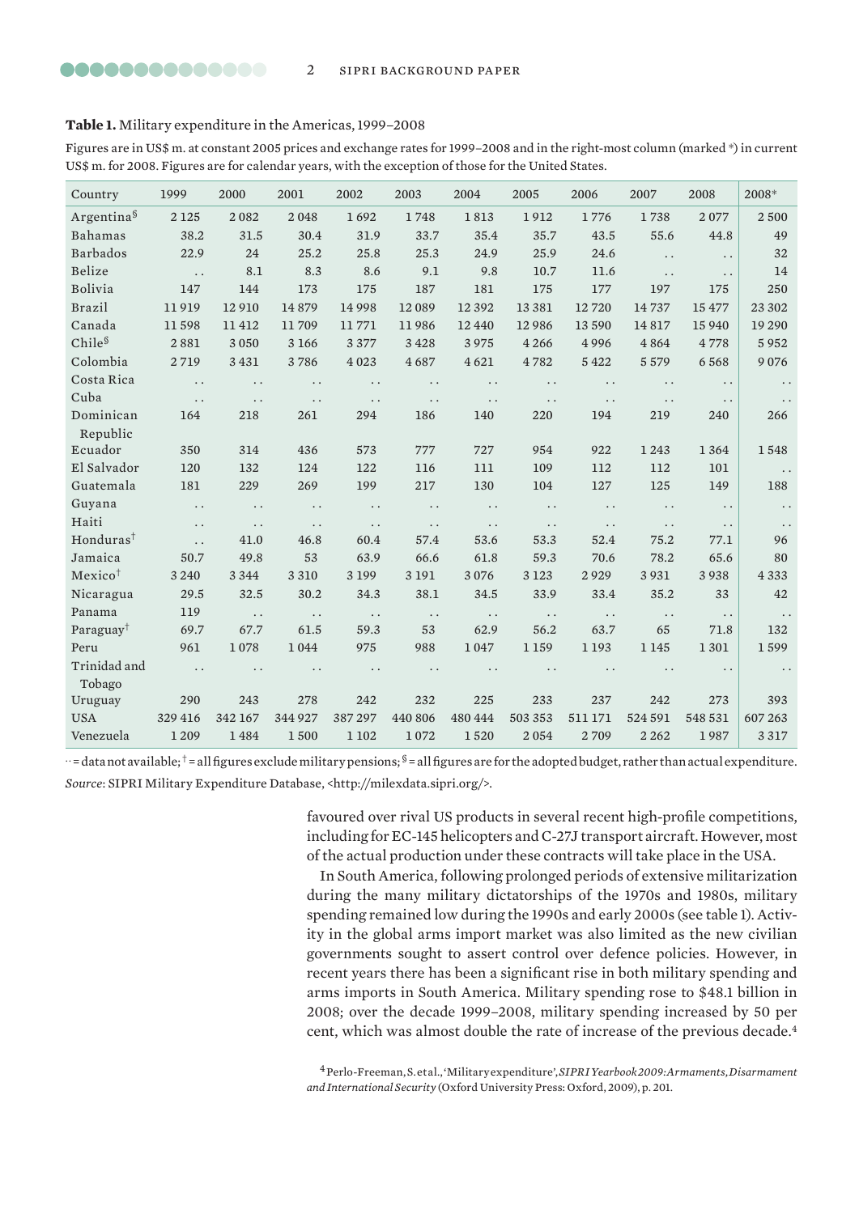**Table 1.** Military expenditure in the Americas, 1999–2008

Figures are in US$ m. at constant 2005 prices and exchange rates for 1999–2008 and in the right-most column (marked *) in current US$ m. for 2008. Figures are for calendar years, with the exception of those for the United States.

| Country | 1999 | 2000 | 2001 | 2002 | 2003 | 2004 | 2005 | 2006 | 2007 | 2008 | 2008* |
|---|---|---|---|---|---|---|---|---|---|---|---|
| Argentina§ | 2 125 | 2 082 | 2 048 | 1 692 | 1 748 | 1 813 | 1 912 | 1 776 | 1 738 | 2 077 | 2 500 |
| Bahamas | 38.2 | 31.5 | 30.4 | 31.9 | 33.7 | 35.4 | 35.7 | 43.5 | 55.6 | 44.8 | 49 |
| Barbados | 22.9 | 24 | 25.2 | 25.8 | 25.3 | 24.9 | 25.9 | 24.6 | . . | . . | 32 |
| Belize | . . | 8.1 | 8.3 | 8.6 | 9.1 | 9.8 | 10.7 | 11.6 | . . | . . | 14 |
| Bolivia | 147 | 144 | 173 | 175 | 187 | 181 | 175 | 177 | 197 | 175 | 250 |
| Brazil | 11 919 | 12 910 | 14 879 | 14 998 | 12 089 | 12 392 | 13 381 | 12 720 | 14 737 | 15 477 | 23 302 |
| Canada | 11 598 | 11 412 | 11 709 | 11 771 | 11 986 | 12 440 | 12 986 | 13 590 | 14 817 | 15 940 | 19 290 |
| Chile§ | 2 881 | 3 050 | 3 166 | 3 377 | 3 428 | 3 975 | 4 266 | 4 996 | 4 864 | 4 778 | 5 952 |
| Colombia | 2 719 | 3 431 | 3 786 | 4 023 | 4 687 | 4 621 | 4 782 | 5 422 | 5 579 | 6 568 | 9 076 |
| Costa Rica | . . | . . | . . | . . | . . | . . | . . | . . | . . | . . | . . |
| Cuba | . . | . . | . . | . . | . . | . . | . . | . . | . . | . . | . . |
| Dominican Republic | 164 | 218 | 261 | 294 | 186 | 140 | 220 | 194 | 219 | 240 | 266 |
| Ecuador | 350 | 314 | 436 | 573 | 777 | 727 | 954 | 922 | 1 243 | 1 364 | 1 548 |
| El Salvador | 120 | 132 | 124 | 122 | 116 | 111 | 109 | 112 | 112 | 101 | . . |
| Guatemala | 181 | 229 | 269 | 199 | 217 | 130 | 104 | 127 | 125 | 149 | 188 |
| Guyana | . . | . . | . . | . . | . . | . . | . . | . . | . . | . . | . . |
| Haiti | . . | . . | . . | . . | . . | . . | . . | . . | . . | . . | . . |
| Honduras† | . . | 41.0 | 46.8 | 60.4 | 57.4 | 53.6 | 53.3 | 52.4 | 75.2 | 77.1 | 96 |
| Jamaica | 50.7 | 49.8 | 53 | 63.9 | 66.6 | 61.8 | 59.3 | 70.6 | 78.2 | 65.6 | 80 |
| Mexico† | 3 240 | 3 344 | 3 310 | 3 199 | 3 191 | 3 076 | 3 123 | 2 929 | 3 931 | 3 938 | 4 333 |
| Nicaragua | 29.5 | 32.5 | 30.2 | 34.3 | 38.1 | 34.5 | 33.9 | 33.4 | 35.2 | 33 | 42 |
| Panama | 119 | . . | . . | . . | . . | . . | . . | . . | . . | . . | . . |
| Paraguay† | 69.7 | 67.7 | 61.5 | 59.3 | 53 | 62.9 | 56.2 | 63.7 | 65 | 71.8 | 132 |
| Peru | 961 | 1 078 | 1 044 | 975 | 988 | 1 047 | 1 159 | 1 193 | 1 145 | 1 301 | 1 599 |
| Trinidad and Tobago | . . | . . | . . | . . | . . | . . | . . | . . | . . | . . | . . |
| Uruguay | 290 | 243 | 278 | 242 | 232 | 225 | 233 | 237 | 242 | 273 | 393 |
| USA | 329 416 | 342 167 | 344 927 | 387 297 | 440 806 | 480 444 | 503 353 | 511 171 | 524 591 | 548 531 | 607 263 |
| Venezuela | 1 209 | 1 484 | 1 500 | 1 102 | 1 072 | 1 520 | 2 054 | 2 709 | 2 262 | 1 987 | 3 317 |

. . = data not available; † = all figures exclude military pensions; § = all figures are for the adopted budget, rather than actual expenditure.

*Source*: SIPRI Military Expenditure Database, <http://milexdata.sipri.org/>.

favoured over rival US products in several recent high-profile competitions, including for EC-145 helicopters and C-27J transport aircraft. However, most of the actual production under these contracts will take place in the USA.

In South America, following prolonged periods of extensive militarization during the many military dictatorships of the 1970s and 1980s, military spending remained low during the 1990s and early 2000s (see table 1). Activity in the global arms import market was also limited as the new civilian governments sought to assert control over defence policies. However, in recent years there has been a significant rise in both military spending and arms imports in South America. Military spending rose to $48.1 billion in 2008; over the decade 1999–2008, military spending increased by 50 per cent, which was almost double the rate of increase of the previous decade.[4]

[4] Perlo-Freeman, S. et al., 'Military expenditure', *SIPRI Yearbook 2009: Armaments, Disarmament and International Security* (Oxford University Press: Oxford, 2009), p. 201.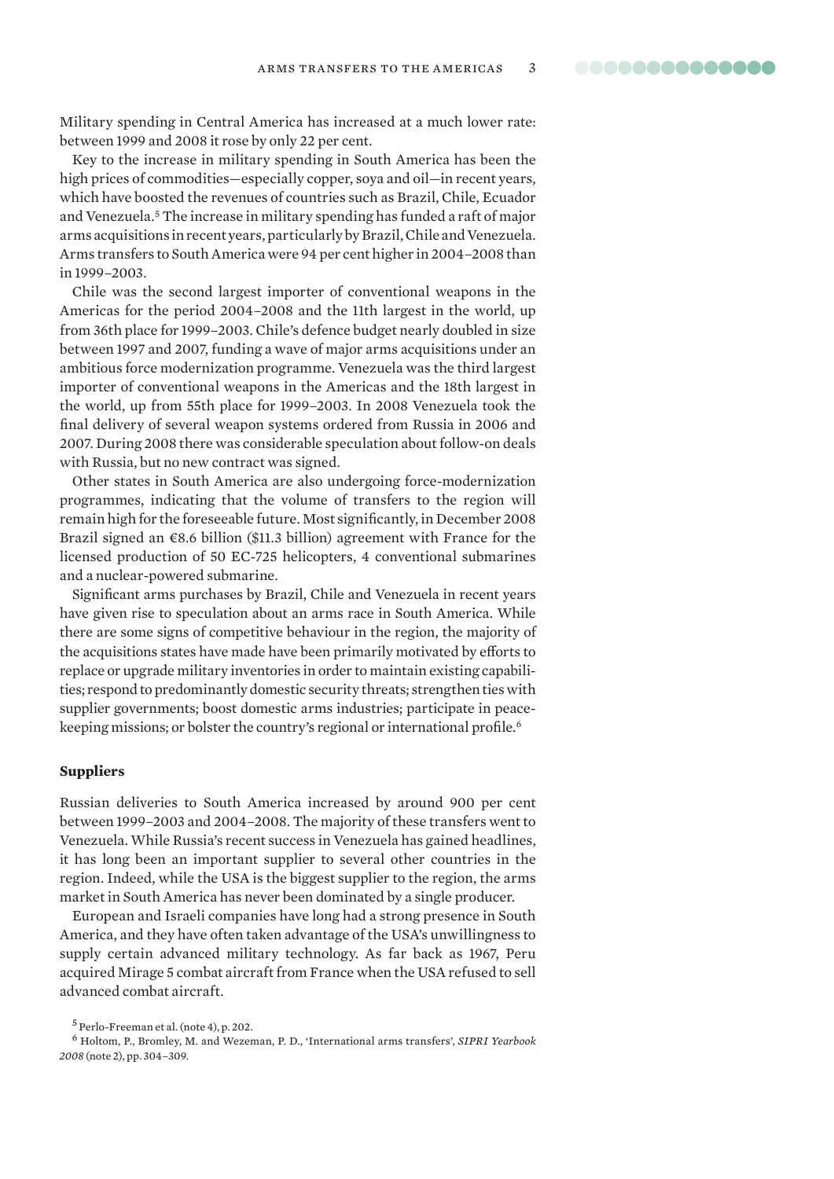Military spending in Central America has increased at a much lower rate: between 1999 and 2008 it rose by only 22 per cent.

Key to the increase in military spending in South America has been the high prices of commodities—especially copper, soya and oil—in recent years, which have boosted the revenues of countries such as Brazil, Chile, Ecuador and Venezuela.[5] The increase in military spending has funded a raft of major arms acquisitions in recent years, particularly by Brazil, Chile and Venezuela. Arms transfers to South America were 94 per cent higher in 2004–2008 than in 1999–2003.

Chile was the second largest importer of conventional weapons in the Americas for the period 2004–2008 and the 11th largest in the world, up from 36th place for 1999–2003. Chile's defence budget nearly doubled in size between 1997 and 2007, funding a wave of major arms acquisitions under an ambitious force modernization programme. Venezuela was the third largest importer of conventional weapons in the Americas and the 18th largest in the world, up from 55th place for 1999–2003. In 2008 Venezuela took the final delivery of several weapon systems ordered from Russia in 2006 and 2007. During 2008 there was considerable speculation about follow-on deals with Russia, but no new contract was signed.

Other states in South America are also undergoing force-modernization programmes, indicating that the volume of transfers to the region will remain high for the foreseeable future. Most significantly, in December 2008 Brazil signed an €8.6 billion ($11.3 billion) agreement with France for the licensed production of 50 EC-725 helicopters, 4 conventional submarines and a nuclear-powered submarine.

Significant arms purchases by Brazil, Chile and Venezuela in recent years have given rise to speculation about an arms race in South America. While there are some signs of competitive behaviour in the region, the majority of the acquisitions states have made have been primarily motivated by efforts to replace or upgrade military inventories in order to maintain existing capabilities; respond to predominantly domestic security threats; strengthen ties with supplier governments; boost domestic arms industries; participate in peacekeeping missions; or bolster the country's regional or international profile.[6]

**Suppliers**

Russian deliveries to South America increased by around 900 per cent between 1999–2003 and 2004–2008. The majority of these transfers went to Venezuela. While Russia's recent success in Venezuela has gained headlines, it has long been an important supplier to several other countries in the region. Indeed, while the USA is the biggest supplier to the region, the arms market in South America has never been dominated by a single producer.

European and Israeli companies have long had a strong presence in South America, and they have often taken advantage of the USA's unwillingness to supply certain advanced military technology. As far back as 1967, Peru acquired Mirage 5 combat aircraft from France when the USA refused to sell advanced combat aircraft.

[5] Perlo-Freeman et al. (note 4), p. 202.

[6] Holtom, P., Bromley, M. and Wezeman, P. D., 'International arms transfers', *SIPRI Yearbook 2008* (note 2), pp. 304–309.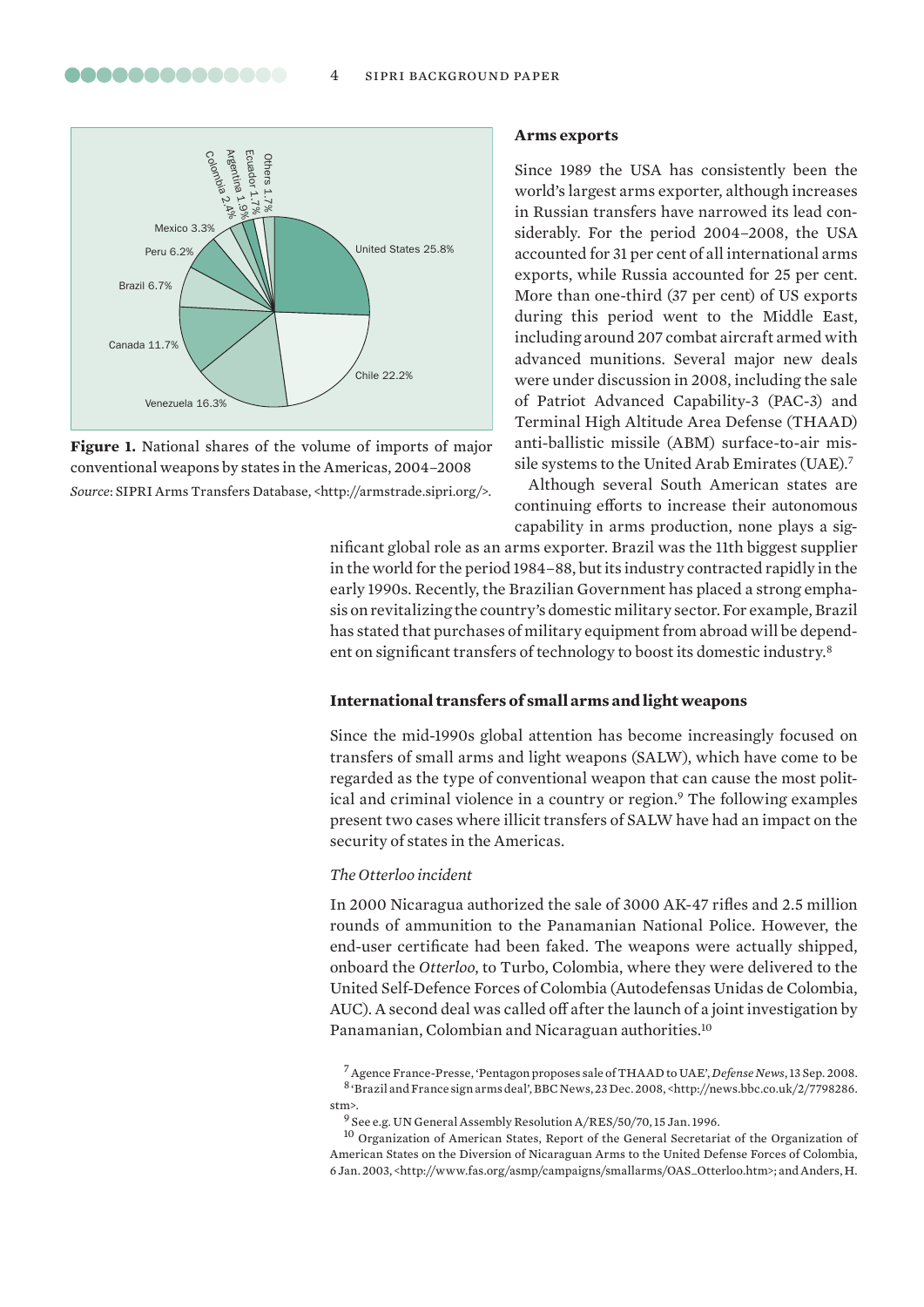**Figure 1.** National shares of the volume of imports of major conventional weapons by states in the Americas, 2004–2008

*Source*: SIPRI Arms Transfers Database, <http://armstrade.sipri.org/>.

**Arms exports**

Since 1989 the USA has consistently been the world's largest arms exporter, although increases in Russian transfers have narrowed its lead considerably. For the period 2004–2008, the USA accounted for 31 per cent of all international arms exports, while Russia accounted for 25 per cent. More than one-third (37 per cent) of US exports during this period went to the Middle East, including around 207 combat aircraft armed with advanced munitions. Several major new deals were under discussion in 2008, including the sale of Patriot Advanced Capability-3 (PAC-3) and Terminal High Altitude Area Defense (THAAD) anti-ballistic missile (ABM) surface-to-air missile systems to the United Arab Emirates (UAE).[7]

Although several South American states are continuing efforts to increase their autonomous capability in arms production, none plays a significant global role as an arms exporter. Brazil was the 11th biggest supplier in the world for the period 1984–88, but its industry contracted rapidly in the early 1990s. Recently, the Brazilian Government has placed a strong emphasis on revitalizing the country's domestic military sector. For example, Brazil has stated that purchases of military equipment from abroad will be dependent on significant transfers of technology to boost its domestic industry.[8]

**International transfers of small arms and light weapons**

Since the mid-1990s global attention has become increasingly focused on transfers of small arms and light weapons (SALW), which have come to be regarded as the type of conventional weapon that can cause the most political and criminal violence in a country or region.[9] The following examples present two cases where illicit transfers of SALW have had an impact on the security of states in the Americas.

*The Otterloo incident*

In 2000 Nicaragua authorized the sale of 3000 AK-47 rifles and 2.5 million rounds of ammunition to the Panamanian National Police. However, the end-user certificate had been faked. The weapons were actually shipped, onboard the *Otterloo*, to Turbo, Colombia, where they were delivered to the United Self-Defence Forces of Colombia (Autodefensas Unidas de Colombia, AUC). A second deal was called off after the launch of a joint investigation by Panamanian, Colombian and Nicaraguan authorities.[10]

[7] Agence France-Presse, 'Pentagon proposes sale of THAAD to UAE', *Defense News*, 13 Sep. 2008.

[8] 'Brazil and France sign arms deal', BBC News, 23 Dec. 2008, <http://news.bbc.co.uk/2/7798286.stm>.

[9] See e.g. UN General Assembly Resolution A/RES/50/70, 15 Jan. 1996.

[10] Organization of American States, Report of the General Secretariat of the Organization of American States on the Diversion of Nicaraguan Arms to the United Defense Forces of Colombia, 6 Jan. 2003, <http://www.fas.org/asmp/campaigns/smallarms/OAS_Otterloo.htm>; and Anders, H.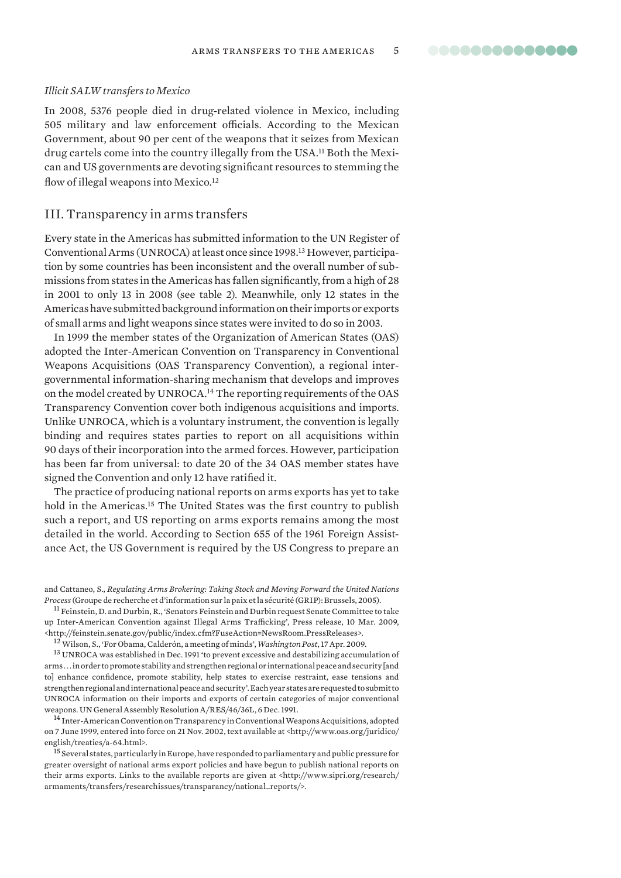*Illicit SALW transfers to Mexico*

In 2008, 5376 people died in drug-related violence in Mexico, including 505 military and law enforcement officials. According to the Mexican Government, about 90 per cent of the weapons that it seizes from Mexican drug cartels come into the country illegally from the USA.[11] Both the Mexican and US governments are devoting significant resources to stemming the flow of illegal weapons into Mexico.[12]

## III. Transparency in arms transfers

Every state in the Americas has submitted information to the UN Register of Conventional Arms (UNROCA) at least once since 1998.[13] However, participation by some countries has been inconsistent and the overall number of submissions from states in the Americas has fallen significantly, from a high of 28 in 2001 to only 13 in 2008 (see table 2). Meanwhile, only 12 states in the Americas have submitted background information on their imports or exports of small arms and light weapons since states were invited to do so in 2003.

In 1999 the member states of the Organization of American States (OAS) adopted the Inter-American Convention on Transparency in Conventional Weapons Acquisitions (OAS Transparency Convention), a regional intergovernmental information-sharing mechanism that develops and improves on the model created by UNROCA.[14] The reporting requirements of the OAS Transparency Convention cover both indigenous acquisitions and imports. Unlike UNROCA, which is a voluntary instrument, the convention is legally binding and requires states parties to report on all acquisitions within 90 days of their incorporation into the armed forces. However, participation has been far from universal: to date 20 of the 34 OAS member states have signed the Convention and only 12 have ratified it.

The practice of producing national reports on arms exports has yet to take hold in the Americas.[15] The United States was the first country to publish such a report, and US reporting on arms exports remains among the most detailed in the world. According to Section 655 of the 1961 Foreign Assistance Act, the US Government is required by the US Congress to prepare an

---

and Cattaneo, S., *Regulating Arms Brokering: Taking Stock and Moving Forward the United Nations Process* (Groupe de recherche et d'information sur la paix et la sécurité (GRIP): Brussels, 2005).

[11] Feinstein, D. and Durbin, R., 'Senators Feinstein and Durbin request Senate Committee to take up Inter-American Convention against Illegal Arms Trafficking', Press release, 10 Mar. 2009, <http://feinstein.senate.gov/public/index.cfm?FuseAction=NewsRoom.PressReleases>.

[12] Wilson, S., 'For Obama, Calderón, a meeting of minds', *Washington Post*, 17 Apr. 2009.

[13] UNROCA was established in Dec. 1991 'to prevent excessive and destabilizing accumulation of arms . . . in order to promote stability and strengthen regional or international peace and security [and to] enhance confidence, promote stability, help states to exercise restraint, ease tensions and strengthen regional and international peace and security'. Each year states are requested to submit to UNROCA information on their imports and exports of certain categories of major conventional weapons. UN General Assembly Resolution A/RES/46/36L, 6 Dec. 1991.

[14] Inter-American Convention on Transparency in Conventional Weapons Acquisitions, adopted on 7 June 1999, entered into force on 21 Nov. 2002, text available at <http://www.oas.org/juridico/english/treaties/a-64.html>.

[15] Several states, particularly in Europe, have responded to parliamentary and public pressure for greater oversight of national arms export policies and have begun to publish national reports on their arms exports. Links to the available reports are given at <http://www.sipri.org/research/armaments/transfers/researchissues/transparancy/national_reports/>.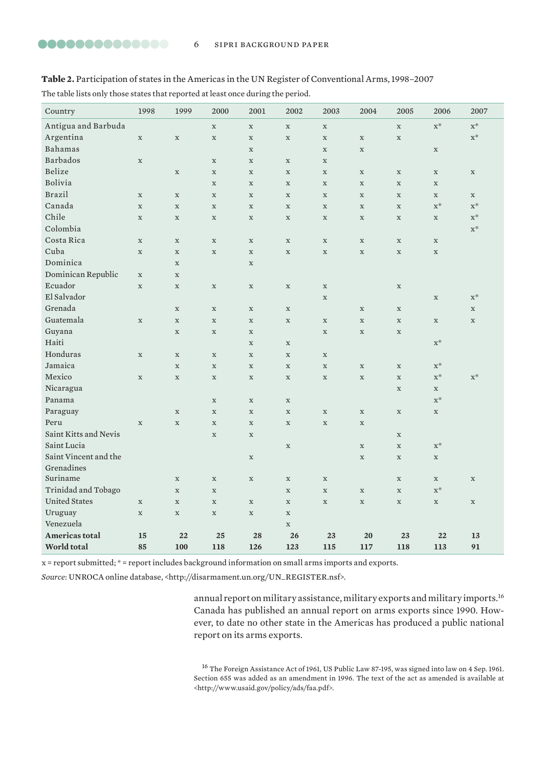**Table 2.** Participation of states in the Americas in the UN Register of Conventional Arms, 1998–2007

The table lists only those states that reported at least once during the period.

| Country | 1998 | 1999 | 2000 | 2001 | 2002 | 2003 | 2004 | 2005 | 2006 | 2007 |
|---|---|---|---|---|---|---|---|---|---|---|
| Antigua and Barbuda | | | x | x | x | x | | x | x* | x* |
| Argentina | x | x | x | x | x | x | x | x | | x* |
| Bahamas | | | | x | | x | x | | x | |
| Barbados | x | | x | x | x | x | | | | |
| Belize | | x | x | x | x | x | x | x | x | x |
| Bolivia | | | x | x | x | x | x | x | x | |
| Brazil | x | x | x | x | x | x | x | x | x | x |
| Canada | x | x | x | x | x | x | x | x | x* | x* |
| Chile | x | x | x | x | x | x | x | x | x | x* |
| Colombia | | | | | | | | | | x* |
| Costa Rica | x | x | x | x | x | x | x | x | x | |
| Cuba | x | x | x | x | x | x | x | x | x | |
| Dominica | | x | | x | | | | | | |
| Dominican Republic | x | x | | | | | | | | |
| Ecuador | x | x | x | x | x | x | | x | | |
| El Salvador | | | | | | x | | | x | x* |
| Grenada | | x | x | x | x | | x | x | | x |
| Guatemala | x | x | x | x | x | x | x | x | x | x |
| Guyana | | x | x | x | | x | x | x | | |
| Haiti | | | | x | x | | | | x* | |
| Honduras | x | x | x | x | x | x | | | | |
| Jamaica | | x | x | x | x | x | x | x | x* | |
| Mexico | x | x | x | x | x | x | x | x | x* | x* |
| Nicaragua | | | | | | | | x | x | |
| Panama | | | x | x | x | | | | x* | |
| Paraguay | | x | x | x | x | x | x | x | x | |
| Peru | x | x | x | x | x | x | x | | | |
| Saint Kitts and Nevis | | | x | x | | | | x | | |
| Saint Lucia | | | | | x | | x | x | x* | |
| Saint Vincent and the Grenadines | | | | x | | | x | x | x | |
| Suriname | | x | x | x | x | x | | x | x | x |
| Trinidad and Tobago | | x | x | | x | x | x | x | x* | |
| United States | x | x | x | x | x | x | x | x | x | x |
| Uruguay | x | x | x | x | x | | | | | |
| Venezuela | | | | | x | | | | | |
| **Americas total** | **15** | **22** | **25** | **28** | **26** | **23** | **20** | **23** | **22** | **13** |
| **World total** | **85** | **100** | **118** | **126** | **123** | **115** | **117** | **118** | **113** | **91** |

x = report submitted; * = report includes background information on small arms imports and exports.

*Source*: UNROCA online database, <http://disarmament.un.org/UN_REGISTER.nsf>.

annual report on military assistance, military exports and military imports.[16] Canada has published an annual report on arms exports since 1990. However, to date no other state in the Americas has produced a public national report on its arms exports.

[16] The Foreign Assistance Act of 1961, US Public Law 87-195, was signed into law on 4 Sep. 1961. Section 655 was added as an amendment in 1996. The text of the act as amended is available at <http://www.usaid.gov/policy/ads/faa.pdf>.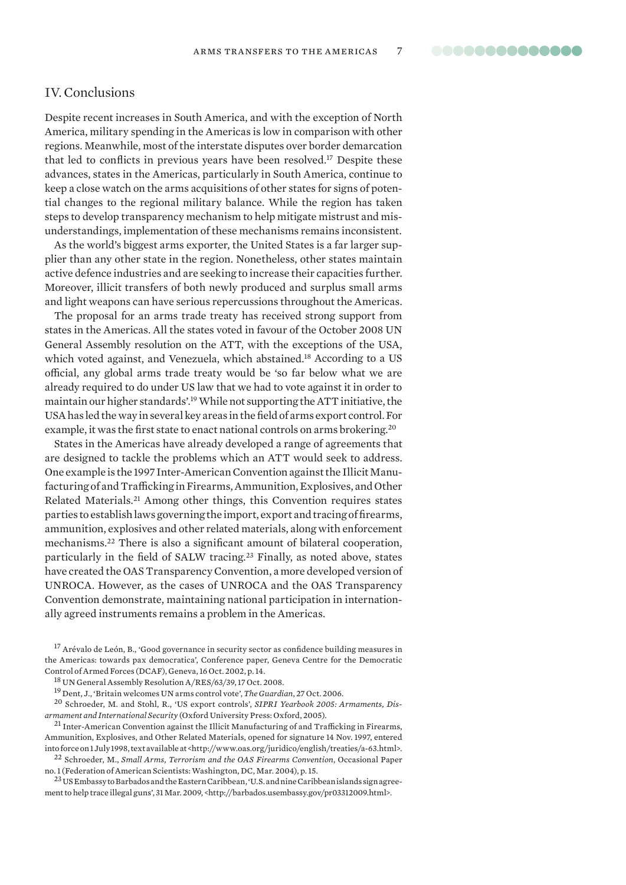## IV. Conclusions

Despite recent increases in South America, and with the exception of North America, military spending in the Americas is low in comparison with other regions. Meanwhile, most of the interstate disputes over border demarcation that led to conflicts in previous years have been resolved.[17] Despite these advances, states in the Americas, particularly in South America, continue to keep a close watch on the arms acquisitions of other states for signs of potential changes to the regional military balance. While the region has taken steps to develop transparency mechanism to help mitigate mistrust and misunderstandings, implementation of these mechanisms remains inconsistent.

As the world's biggest arms exporter, the United States is a far larger supplier than any other state in the region. Nonetheless, other states maintain active defence industries and are seeking to increase their capacities further. Moreover, illicit transfers of both newly produced and surplus small arms and light weapons can have serious repercussions throughout the Americas.

The proposal for an arms trade treaty has received strong support from states in the Americas. All the states voted in favour of the October 2008 UN General Assembly resolution on the ATT, with the exceptions of the USA, which voted against, and Venezuela, which abstained.[18] According to a US official, any global arms trade treaty would be 'so far below what we are already required to do under US law that we had to vote against it in order to maintain our higher standards'.[19] While not supporting the ATT initiative, the USA has led the way in several key areas in the field of arms export control. For example, it was the first state to enact national controls on arms brokering.[20]

States in the Americas have already developed a range of agreements that are designed to tackle the problems which an ATT would seek to address. One example is the 1997 Inter-American Convention against the Illicit Manufacturing of and Trafficking in Firearms, Ammunition, Explosives, and Other Related Materials.[21] Among other things, this Convention requires states parties to establish laws governing the import, export and tracing of firearms, ammunition, explosives and other related materials, along with enforcement mechanisms.[22] There is also a significant amount of bilateral cooperation, particularly in the field of SALW tracing.[23] Finally, as noted above, states have created the OAS Transparency Convention, a more developed version of UNROCA. However, as the cases of UNROCA and the OAS Transparency Convention demonstrate, maintaining national participation in internationally agreed instruments remains a problem in the Americas.

---

[17] Arévalo de León, B., 'Good governance in security sector as confidence building measures in the Americas: towards pax democratica', Conference paper, Geneva Centre for the Democratic Control of Armed Forces (DCAF), Geneva, 16 Oct. 2002, p. 14.

[18] UN General Assembly Resolution A/RES/63/39, 17 Oct. 2008.

[19] Dent, J., 'Britain welcomes UN arms control vote', *The Guardian*, 27 Oct. 2006.

[20] Schroeder, M. and Stohl, R., 'US export controls', *SIPRI Yearbook 2005: Armaments, Disarmament and International Security* (Oxford University Press: Oxford, 2005).

[21] Inter-American Convention against the Illicit Manufacturing of and Trafficking in Firearms, Ammunition, Explosives, and Other Related Materials, opened for signature 14 Nov. 1997, entered into force on 1 July 1998, text available at <http://www.oas.org/juridico/english/treaties/a-63.html>.

[22] Schroeder, M., *Small Arms, Terrorism and the OAS Firearms Convention*, Occasional Paper no. 1 (Federation of American Scientists: Washington, DC, Mar. 2004), p. 15.

[23] US Embassy to Barbados and the Eastern Caribbean, 'U.S. and nine Caribbean islands sign agreement to help trace illegal guns', 31 Mar. 2009, <http://barbados.usembassy.gov/pr03312009.html>.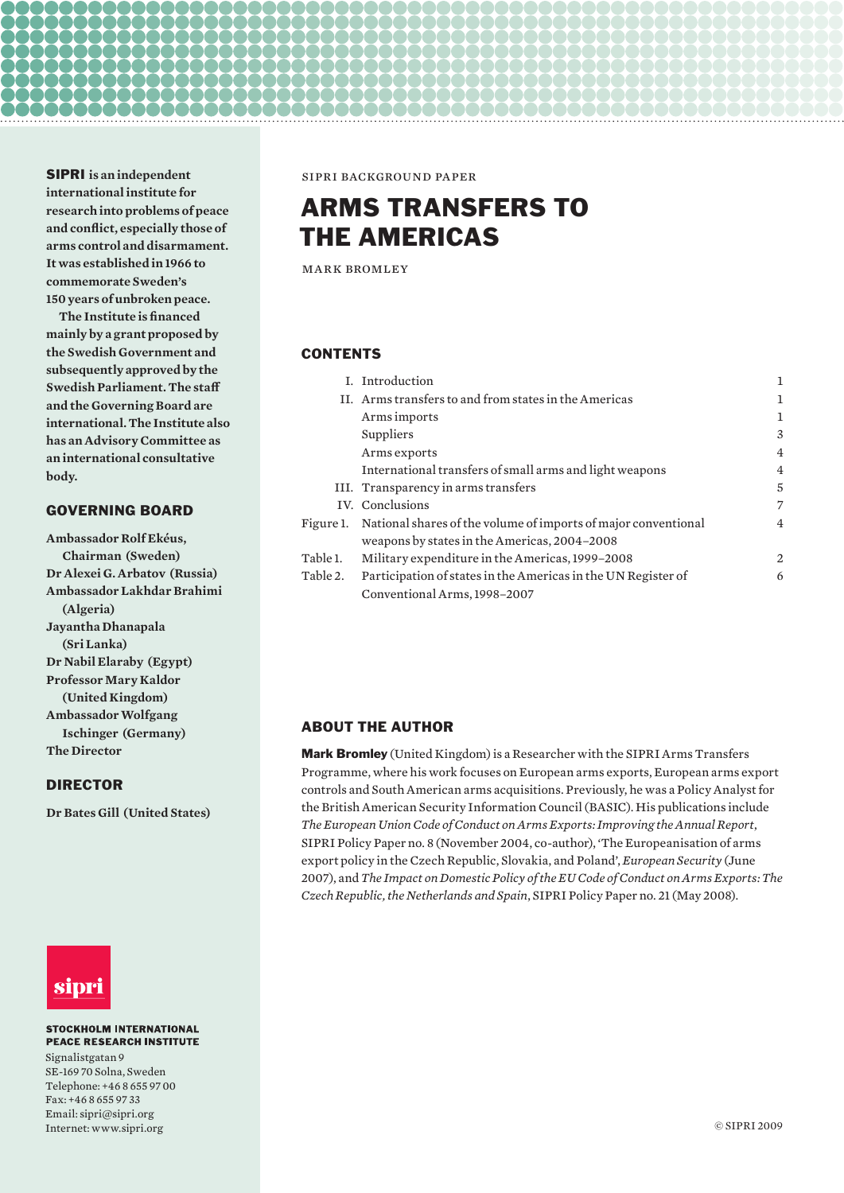**SIPRI** is an independent international institute for research into problems of peace and conflict, especially those of arms control and disarmament. It was established in 1966 to commemorate Sweden's 150 years of unbroken peace.

The Institute is financed mainly by a grant proposed by the Swedish Government and subsequently approved by the Swedish Parliament. The staff and the Governing Board are international. The Institute also has an Advisory Committee as an international consultative body.

## GOVERNING BOARD

Ambassador Rolf Ekéus, Chairman (Sweden)
Dr Alexei G. Arbatov (Russia)
Ambassador Lakhdar Brahimi (Algeria)
Jayantha Dhanapala (Sri Lanka)
Dr Nabil Elaraby (Egypt)
Professor Mary Kaldor (United Kingdom)
Ambassador Wolfgang Ischinger (Germany)
The Director

## DIRECTOR

Dr Bates Gill (United States)

**STOCKHOLM INTERNATIONAL PEACE RESEARCH INSTITUTE**
Signalistgatan 9
SE-169 70 Solna, Sweden
Telephone: +46 8 655 97 00
Fax: +46 8 655 97 33
Email: sipri@sipri.org
Internet: www.sipri.org

SIPRI BACKGROUND PAPER

# ARMS TRANSFERS TO THE AMERICAS

MARK BROMLEY

## CONTENTS

| | | |
|---|---|---|
| I. | Introduction | 1 |
| II. | Arms transfers to and from states in the Americas | 1 |
| | Arms imports | 1 |
| | Suppliers | 3 |
| | Arms exports | 4 |
| | International transfers of small arms and light weapons | 4 |
| III. | Transparency in arms transfers | 5 |
| IV. | Conclusions | 7 |
| Figure 1. | National shares of the volume of imports of major conventional weapons by states in the Americas, 2004–2008 | 4 |
| Table 1. | Military expenditure in the Americas, 1999–2008 | 2 |
| Table 2. | Participation of states in the Americas in the UN Register of Conventional Arms, 1998–2007 | 6 |

## ABOUT THE AUTHOR

**Mark Bromley** (United Kingdom) is a Researcher with the SIPRI Arms Transfers Programme, where his work focuses on European arms exports, European arms export controls and South American arms acquisitions. Previously, he was a Policy Analyst for the British American Security Information Council (BASIC). His publications include *The European Union Code of Conduct on Arms Exports: Improving the Annual Report*, SIPRI Policy Paper no. 8 (November 2004, co-author), 'The Europeanisation of arms export policy in the Czech Republic, Slovakia, and Poland', *European Security* (June 2007), and *The Impact on Domestic Policy of the EU Code of Conduct on Arms Exports: The Czech Republic, the Netherlands and Spain*, SIPRI Policy Paper no. 21 (May 2008).

© SIPRI 2009